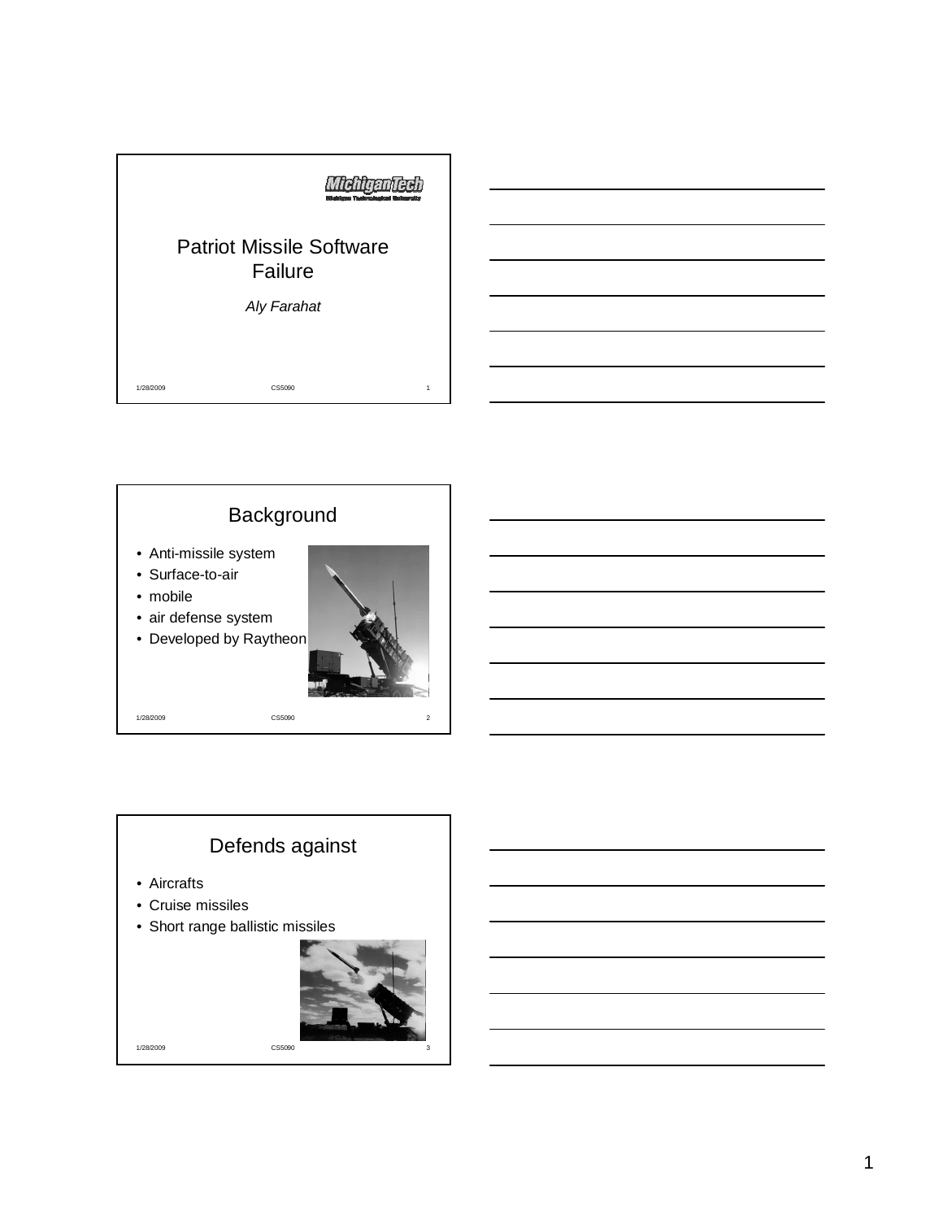# Patriot Missile Software Failure

*Aly Farahat*

## Background

- Anti-missile system
- Surface-to-air
- mobile
- air defense system
- Developed by Raytheon

## Defends against

- Aircrafts
- Cruise missiles
- Short range ballistic missiles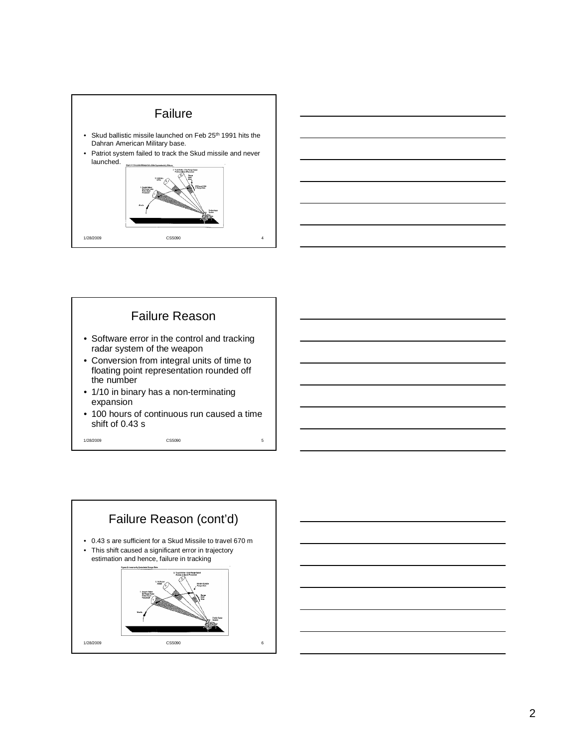## Failure

- Skud ballistic missile launched on Feb 25th 1991 hits the Dahran American Military base.
- Patriot system failed to track the Skud missile and never launched.

## Failure Reason

- Software error in the control and tracking radar system of the weapon
- Conversion from integral units of time to floating point representation rounded off the number
- 1/10 in binary has a non-terminating expansion
- 100 hours of continuous run caused a time shift of 0.43 s

## Failure Reason (cont'd)

- 0.43 s are sufficient for a Skud Missile to travel 670 m
- This shift caused a significant error in trajectory estimation and hence, failure in tracking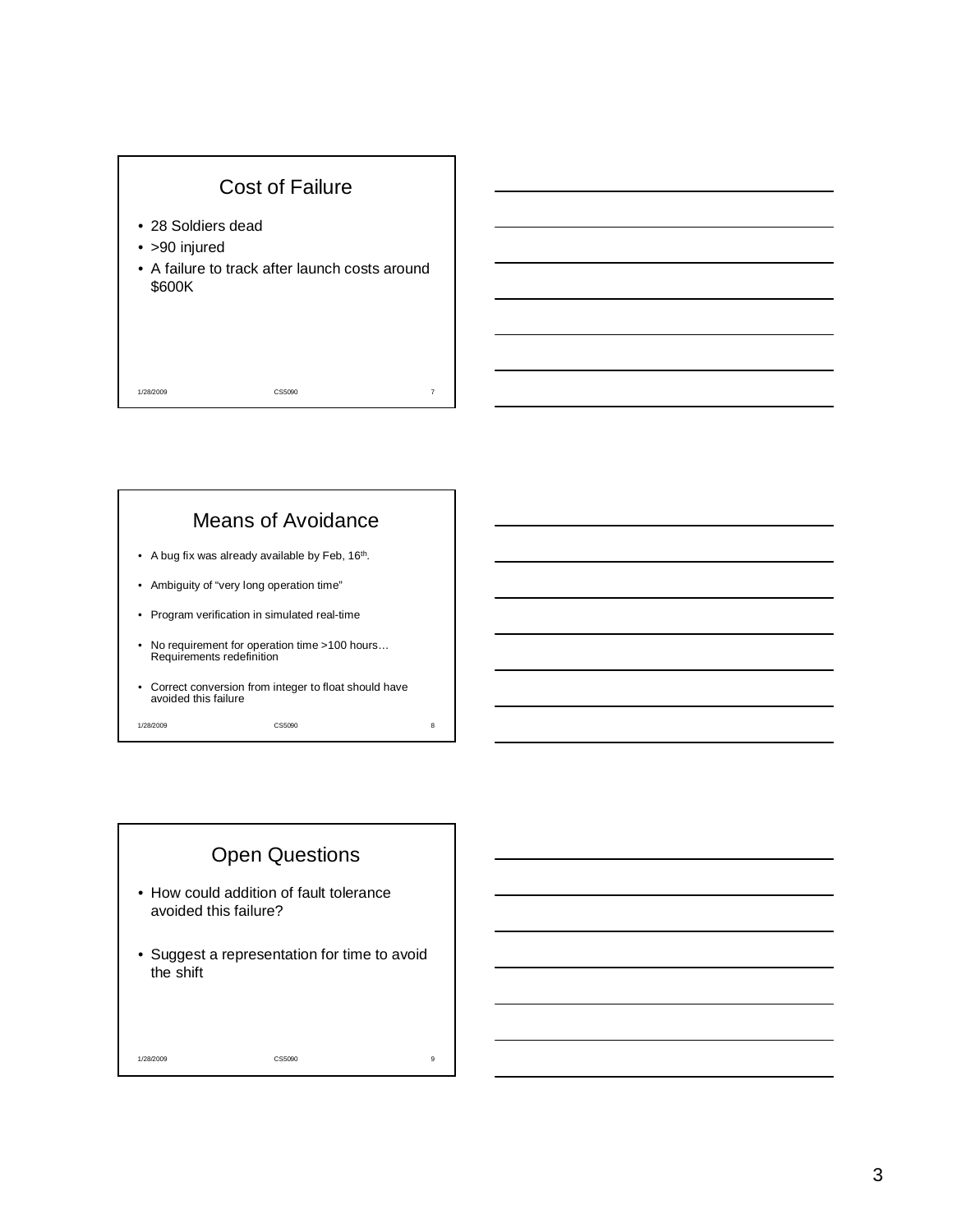## Cost of Failure

- 28 Soldiers dead
- >90 injured
- A failure to track after launch costs around $600K

## Means of Avoidance

- A bug fix was already available by Feb, 16th.
- Ambiguity of "very long operation time"
- Program verification in simulated real-time
- No requirement for operation time >100 hours… Requirements redefinition
- Correct conversion from integer to float should have avoided this failure

## Open Questions

- How could addition of fault tolerance avoided this failure?
- Suggest a representation for time to avoid the shift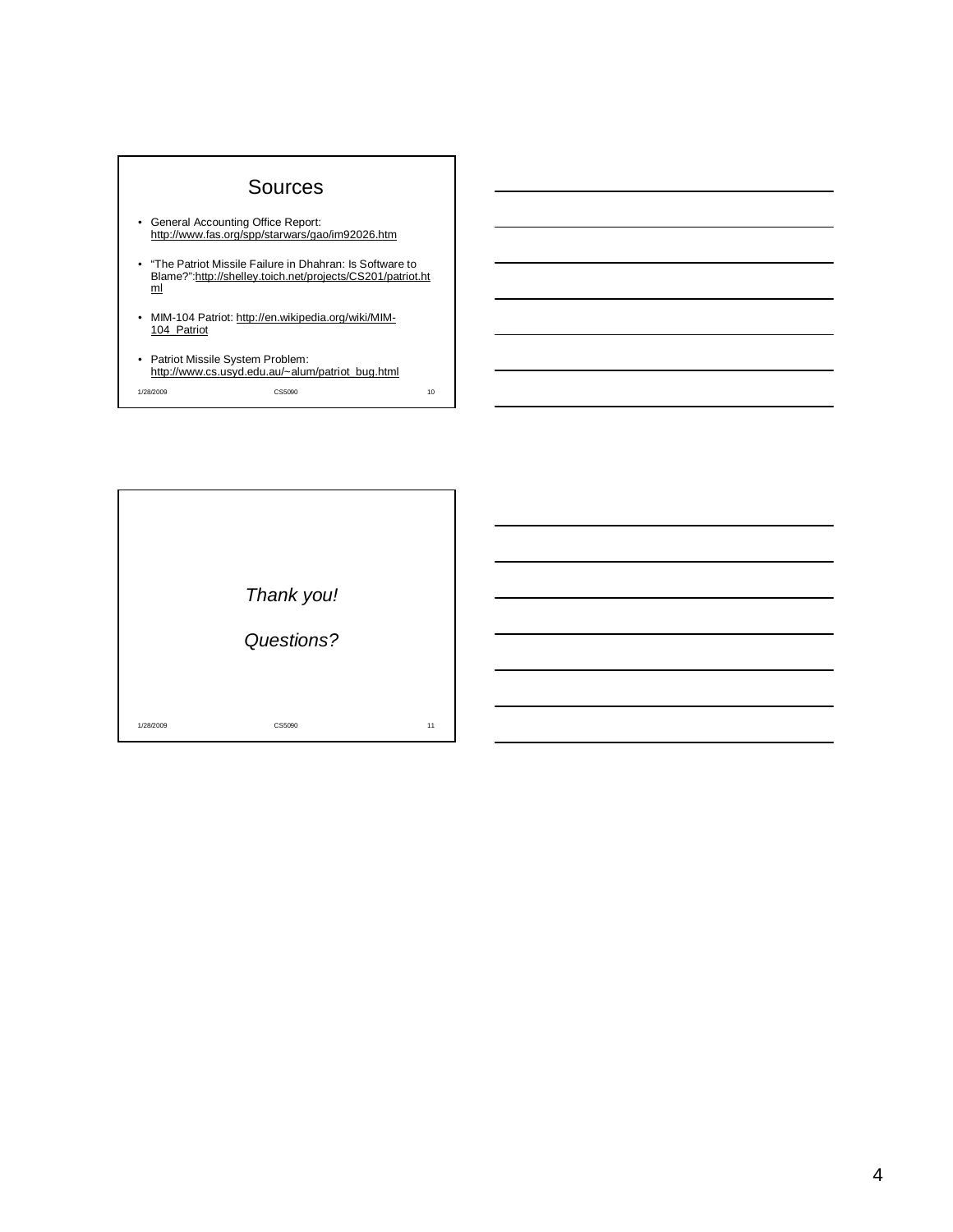## Sources

- General Accounting Office Report: http://www.fas.org/spp/starwars/gao/im92026.htm
- "The Patriot Missile Failure in Dhahran: Is Software to Blame?":http://shelley.toich.net/projects/CS201/patriot.html
- MIM-104 Patriot: http://en.wikipedia.org/wiki/MIM-104_Patriot
- Patriot Missile System Problem: http://www.cs.usyd.edu.au/~alum/patriot_bug.html

*Thank you!*

*Questions?*